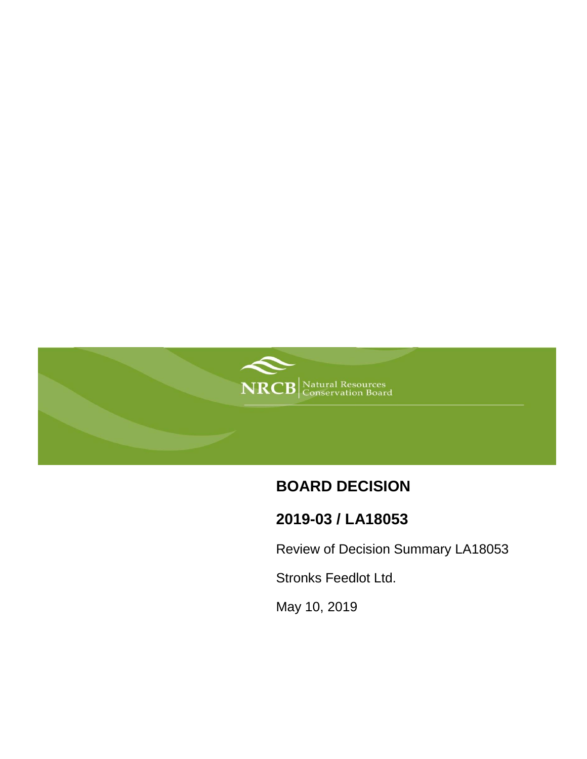NRCB | Natural Resources Conservation Board

# BOARD DECISION

## 2019-03 / LA18053

Review of Decision Summary LA18053

Stronks Feedlot Ltd.

May 10, 2019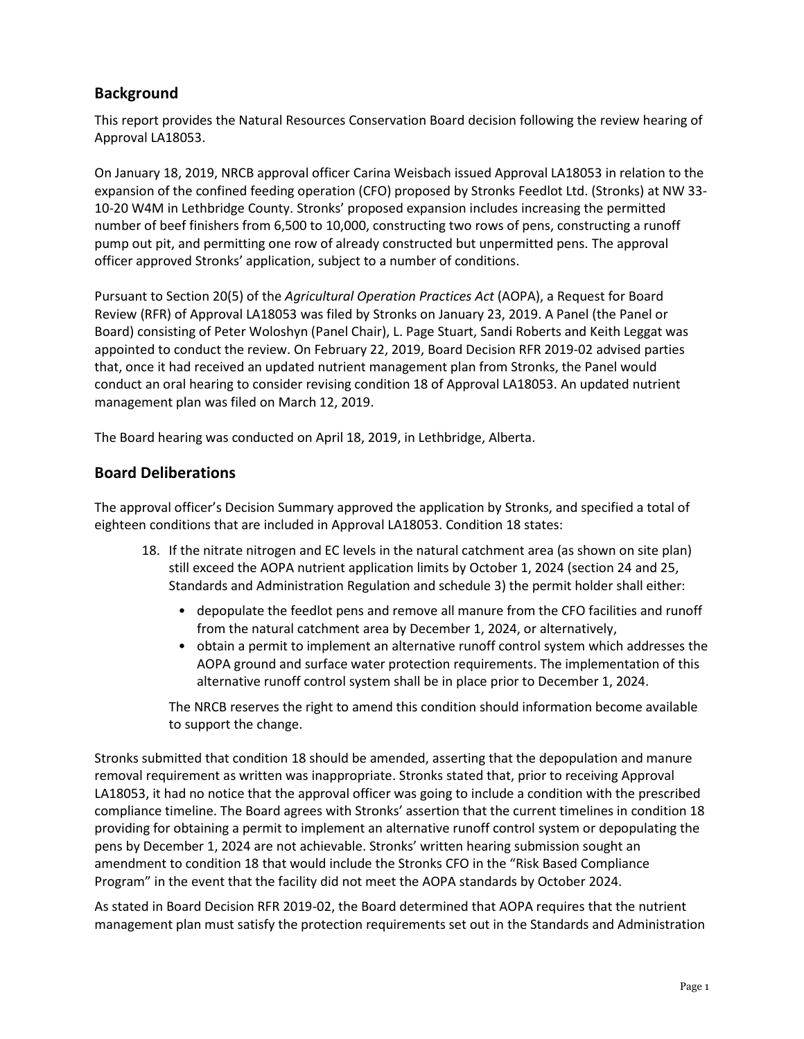## Background

This report provides the Natural Resources Conservation Board decision following the review hearing of Approval LA18053.

On January 18, 2019, NRCB approval officer Carina Weisbach issued Approval LA18053 in relation to the expansion of the confined feeding operation (CFO) proposed by Stronks Feedlot Ltd. (Stronks) at NW 33-10-20 W4M in Lethbridge County. Stronks' proposed expansion includes increasing the permitted number of beef finishers from 6,500 to 10,000, constructing two rows of pens, constructing a runoff pump out pit, and permitting one row of already constructed but unpermitted pens. The approval officer approved Stronks' application, subject to a number of conditions.

Pursuant to Section 20(5) of the *Agricultural Operation Practices Act* (AOPA), a Request for Board Review (RFR) of Approval LA18053 was filed by Stronks on January 23, 2019. A Panel (the Panel or Board) consisting of Peter Woloshyn (Panel Chair), L. Page Stuart, Sandi Roberts and Keith Leggat was appointed to conduct the review. On February 22, 2019, Board Decision RFR 2019-02 advised parties that, once it had received an updated nutrient management plan from Stronks, the Panel would conduct an oral hearing to consider revising condition 18 of Approval LA18053. An updated nutrient management plan was filed on March 12, 2019.

The Board hearing was conducted on April 18, 2019, in Lethbridge, Alberta.

## Board Deliberations

The approval officer's Decision Summary approved the application by Stronks, and specified a total of eighteen conditions that are included in Approval LA18053. Condition 18 states:

> 18. If the nitrate nitrogen and EC levels in the natural catchment area (as shown on site plan) still exceed the AOPA nutrient application limits by October 1, 2024 (section 24 and 25, Standards and Administration Regulation and schedule 3) the permit holder shall either:
>
> - depopulate the feedlot pens and remove all manure from the CFO facilities and runoff from the natural catchment area by December 1, 2024, or alternatively,
> - obtain a permit to implement an alternative runoff control system which addresses the AOPA ground and surface water protection requirements. The implementation of this alternative runoff control system shall be in place prior to December 1, 2024.
>
> The NRCB reserves the right to amend this condition should information become available to support the change.

Stronks submitted that condition 18 should be amended, asserting that the depopulation and manure removal requirement as written was inappropriate. Stronks stated that, prior to receiving Approval LA18053, it had no notice that the approval officer was going to include a condition with the prescribed compliance timeline. The Board agrees with Stronks' assertion that the current timelines in condition 18 providing for obtaining a permit to implement an alternative runoff control system or depopulating the pens by December 1, 2024 are not achievable. Stronks' written hearing submission sought an amendment to condition 18 that would include the Stronks CFO in the "Risk Based Compliance Program" in the event that the facility did not meet the AOPA standards by October 2024.

As stated in Board Decision RFR 2019-02, the Board determined that AOPA requires that the nutrient management plan must satisfy the protection requirements set out in the Standards and Administration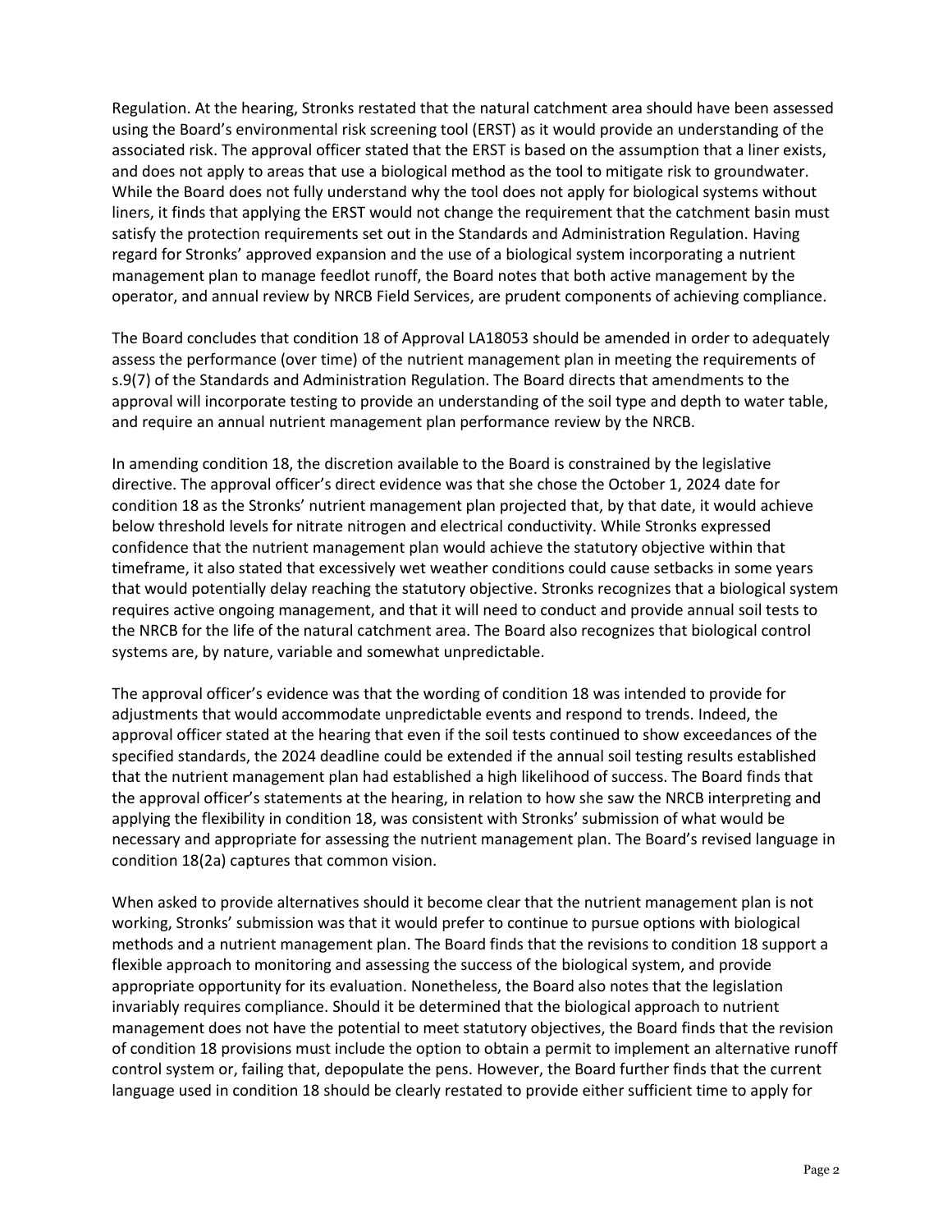Regulation. At the hearing, Stronks restated that the natural catchment area should have been assessed using the Board's environmental risk screening tool (ERST) as it would provide an understanding of the associated risk. The approval officer stated that the ERST is based on the assumption that a liner exists, and does not apply to areas that use a biological method as the tool to mitigate risk to groundwater. While the Board does not fully understand why the tool does not apply for biological systems without liners, it finds that applying the ERST would not change the requirement that the catchment basin must satisfy the protection requirements set out in the Standards and Administration Regulation. Having regard for Stronks' approved expansion and the use of a biological system incorporating a nutrient management plan to manage feedlot runoff, the Board notes that both active management by the operator, and annual review by NRCB Field Services, are prudent components of achieving compliance.

The Board concludes that condition 18 of Approval LA18053 should be amended in order to adequately assess the performance (over time) of the nutrient management plan in meeting the requirements of s.9(7) of the Standards and Administration Regulation. The Board directs that amendments to the approval will incorporate testing to provide an understanding of the soil type and depth to water table, and require an annual nutrient management plan performance review by the NRCB.

In amending condition 18, the discretion available to the Board is constrained by the legislative directive. The approval officer's direct evidence was that she chose the October 1, 2024 date for condition 18 as the Stronks' nutrient management plan projected that, by that date, it would achieve below threshold levels for nitrate nitrogen and electrical conductivity. While Stronks expressed confidence that the nutrient management plan would achieve the statutory objective within that timeframe, it also stated that excessively wet weather conditions could cause setbacks in some years that would potentially delay reaching the statutory objective. Stronks recognizes that a biological system requires active ongoing management, and that it will need to conduct and provide annual soil tests to the NRCB for the life of the natural catchment area. The Board also recognizes that biological control systems are, by nature, variable and somewhat unpredictable.

The approval officer's evidence was that the wording of condition 18 was intended to provide for adjustments that would accommodate unpredictable events and respond to trends. Indeed, the approval officer stated at the hearing that even if the soil tests continued to show exceedances of the specified standards, the 2024 deadline could be extended if the annual soil testing results established that the nutrient management plan had established a high likelihood of success. The Board finds that the approval officer's statements at the hearing, in relation to how she saw the NRCB interpreting and applying the flexibility in condition 18, was consistent with Stronks' submission of what would be necessary and appropriate for assessing the nutrient management plan. The Board's revised language in condition 18(2a) captures that common vision.

When asked to provide alternatives should it become clear that the nutrient management plan is not working, Stronks' submission was that it would prefer to continue to pursue options with biological methods and a nutrient management plan. The Board finds that the revisions to condition 18 support a flexible approach to monitoring and assessing the success of the biological system, and provide appropriate opportunity for its evaluation. Nonetheless, the Board also notes that the legislation invariably requires compliance. Should it be determined that the biological approach to nutrient management does not have the potential to meet statutory objectives, the Board finds that the revision of condition 18 provisions must include the option to obtain a permit to implement an alternative runoff control system or, failing that, depopulate the pens. However, the Board further finds that the current language used in condition 18 should be clearly restated to provide either sufficient time to apply for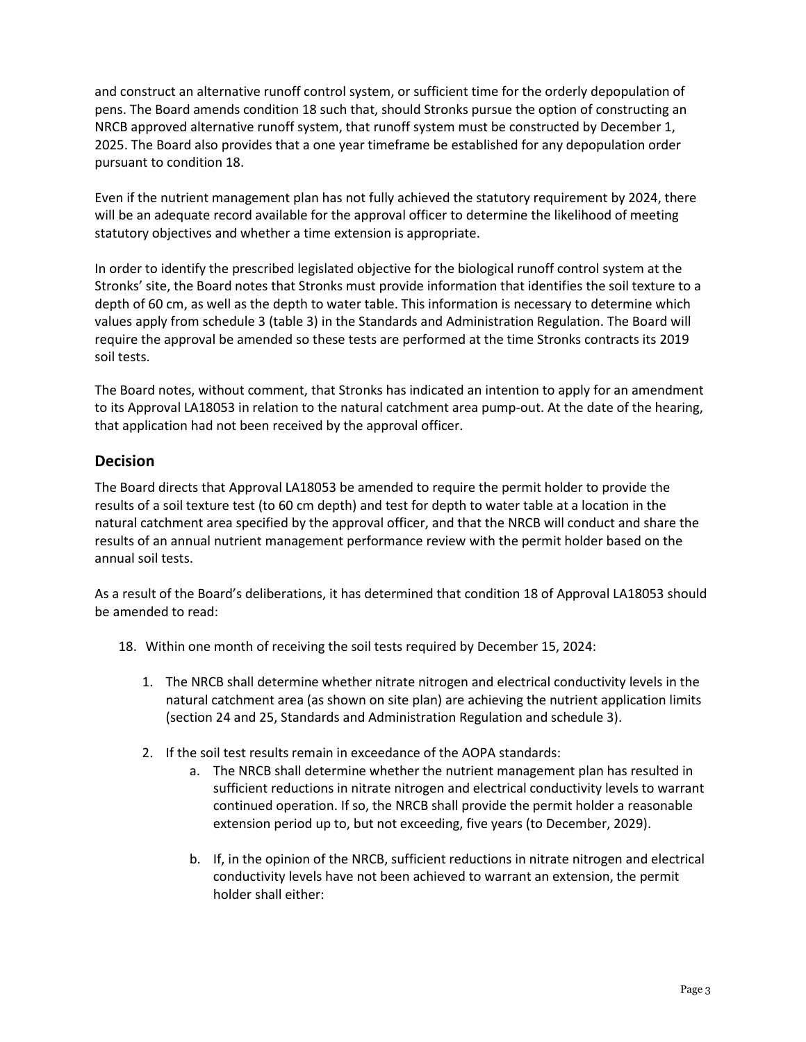and construct an alternative runoff control system, or sufficient time for the orderly depopulation of pens. The Board amends condition 18 such that, should Stronks pursue the option of constructing an NRCB approved alternative runoff system, that runoff system must be constructed by December 1, 2025. The Board also provides that a one year timeframe be established for any depopulation order pursuant to condition 18.

Even if the nutrient management plan has not fully achieved the statutory requirement by 2024, there will be an adequate record available for the approval officer to determine the likelihood of meeting statutory objectives and whether a time extension is appropriate.

In order to identify the prescribed legislated objective for the biological runoff control system at the Stronks' site, the Board notes that Stronks must provide information that identifies the soil texture to a depth of 60 cm, as well as the depth to water table. This information is necessary to determine which values apply from schedule 3 (table 3) in the Standards and Administration Regulation. The Board will require the approval be amended so these tests are performed at the time Stronks contracts its 2019 soil tests.

The Board notes, without comment, that Stronks has indicated an intention to apply for an amendment to its Approval LA18053 in relation to the natural catchment area pump-out. At the date of the hearing, that application had not been received by the approval officer.

## Decision

The Board directs that Approval LA18053 be amended to require the permit holder to provide the results of a soil texture test (to 60 cm depth) and test for depth to water table at a location in the natural catchment area specified by the approval officer, and that the NRCB will conduct and share the results of an annual nutrient management performance review with the permit holder based on the annual soil tests.

As a result of the Board's deliberations, it has determined that condition 18 of Approval LA18053 should be amended to read:

18. Within one month of receiving the soil tests required by December 15, 2024:

    1. The NRCB shall determine whether nitrate nitrogen and electrical conductivity levels in the natural catchment area (as shown on site plan) are achieving the nutrient application limits (section 24 and 25, Standards and Administration Regulation and schedule 3).

    2. If the soil test results remain in exceedance of the AOPA standards:

        a. The NRCB shall determine whether the nutrient management plan has resulted in sufficient reductions in nitrate nitrogen and electrical conductivity levels to warrant continued operation. If so, the NRCB shall provide the permit holder a reasonable extension period up to, but not exceeding, five years (to December, 2029).

        b. If, in the opinion of the NRCB, sufficient reductions in nitrate nitrogen and electrical conductivity levels have not been achieved to warrant an extension, the permit holder shall either: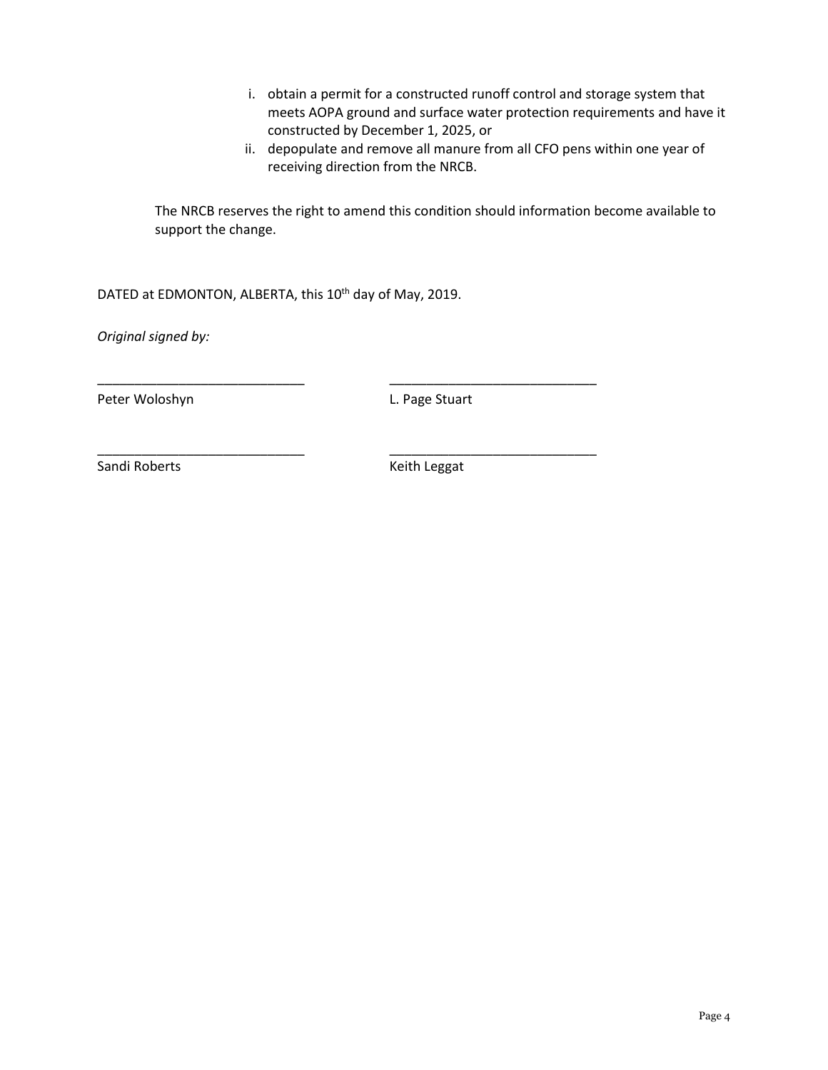i. obtain a permit for a constructed runoff control and storage system that meets AOPA ground and surface water protection requirements and have it constructed by December 1, 2025, or

ii. depopulate and remove all manure from all CFO pens within one year of receiving direction from the NRCB.

The NRCB reserves the right to amend this condition should information become available to support the change.

DATED at EDMONTON, ALBERTA, this 10th day of May, 2019.

*Original signed by:*

| | |
|---|---|
| ____________________________ | ____________________________ |
| Peter Woloshyn | L. Page Stuart |
| ____________________________ | ____________________________ |
| Sandi Roberts | Keith Leggat |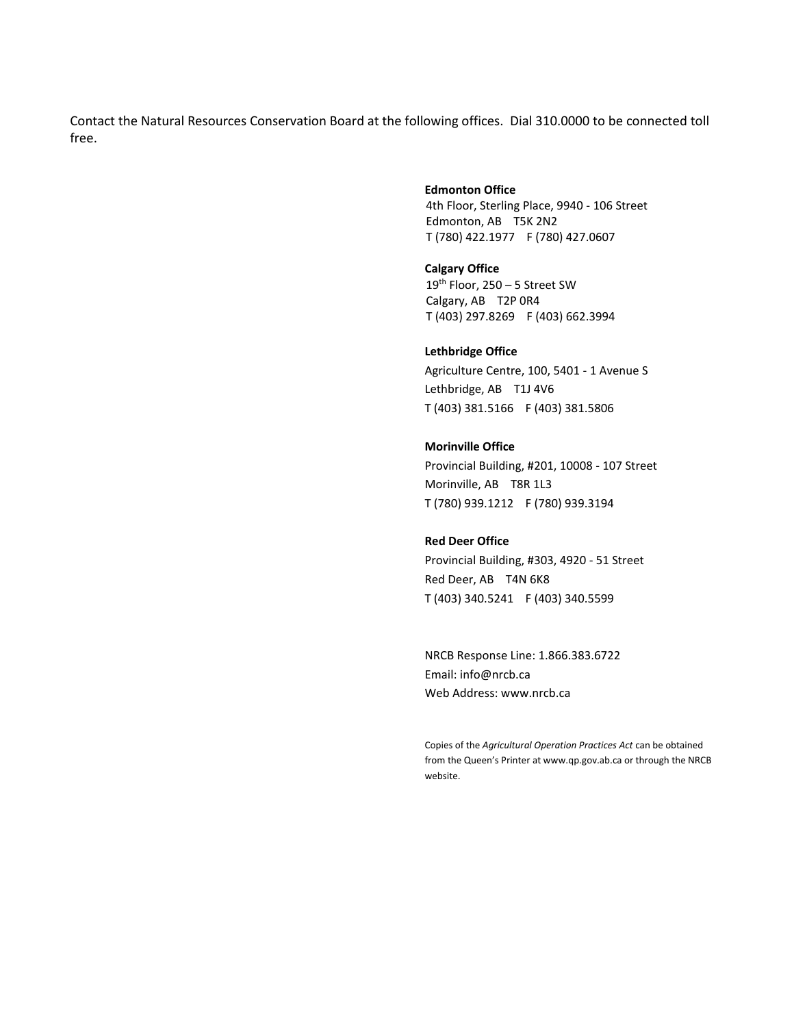Contact the Natural Resources Conservation Board at the following offices. Dial 310.0000 to be connected toll free.

**Edmonton Office**
4th Floor, Sterling Place, 9940 - 106 Street
Edmonton, AB T5K 2N2
T (780) 422.1977 F (780) 427.0607

**Calgary Office**
19th Floor, 250 – 5 Street SW
Calgary, AB T2P 0R4
T (403) 297.8269 F (403) 662.3994

**Lethbridge Office**
Agriculture Centre, 100, 5401 - 1 Avenue S
Lethbridge, AB T1J 4V6
T (403) 381.5166 F (403) 381.5806

**Morinville Office**
Provincial Building, #201, 10008 - 107 Street
Morinville, AB T8R 1L3
T (780) 939.1212 F (780) 939.3194

**Red Deer Office**
Provincial Building, #303, 4920 - 51 Street
Red Deer, AB T4N 6K8
T (403) 340.5241 F (403) 340.5599

NRCB Response Line: 1.866.383.6722
Email: info@nrcb.ca
Web Address: www.nrcb.ca

Copies of the *Agricultural Operation Practices Act* can be obtained from the Queen's Printer at www.qp.gov.ab.ca or through the NRCB website.